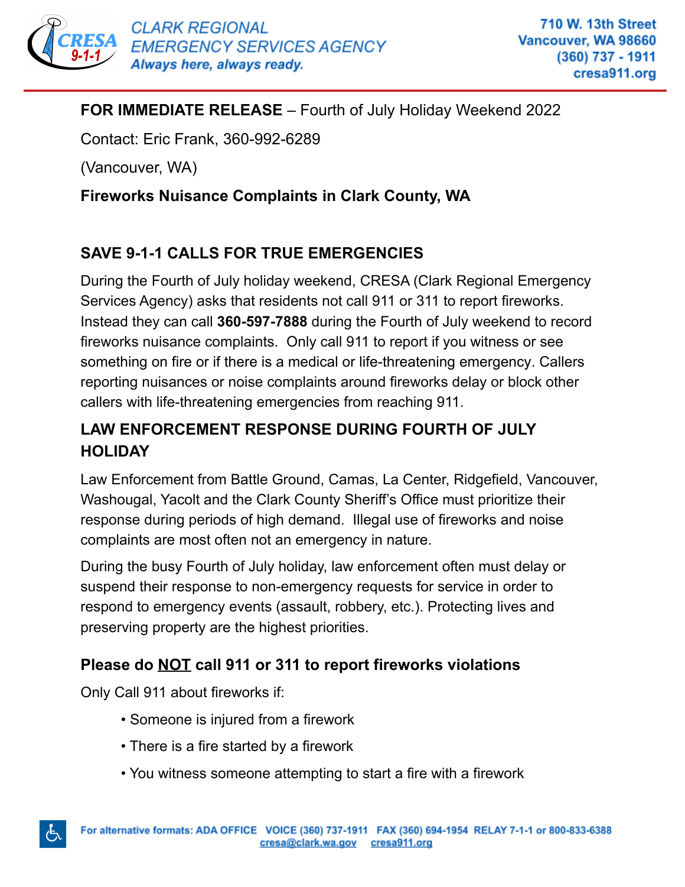CLARK REGIONAL EMERGENCY SERVICES AGENCY
*Always here, always ready.*

710 W. 13th Street
Vancouver, WA 98660
(360) 737 - 1911
cresa911.org

**FOR IMMEDIATE RELEASE** – Fourth of July Holiday Weekend 2022

Contact: Eric Frank, 360-992-6289

(Vancouver, WA)

**Fireworks Nuisance Complaints in Clark County, WA**

## SAVE 9-1-1 CALLS FOR TRUE EMERGENCIES

During the Fourth of July holiday weekend, CRESA (Clark Regional Emergency Services Agency) asks that residents not call 911 or 311 to report fireworks. Instead they can call **360-597-7888** during the Fourth of July weekend to record fireworks nuisance complaints. Only call 911 to report if you witness or see something on fire or if there is a medical or life-threatening emergency. Callers reporting nuisances or noise complaints around fireworks delay or block other callers with life-threatening emergencies from reaching 911.

## LAW ENFORCEMENT RESPONSE DURING FOURTH OF JULY HOLIDAY

Law Enforcement from Battle Ground, Camas, La Center, Ridgefield, Vancouver, Washougal, Yacolt and the Clark County Sheriff's Office must prioritize their response during periods of high demand. Illegal use of fireworks and noise complaints are most often not an emergency in nature.

During the busy Fourth of July holiday, law enforcement often must delay or suspend their response to non-emergency requests for service in order to respond to emergency events (assault, robbery, etc.). Protecting lives and preserving property are the highest priorities.

### Please do NOT call 911 or 311 to report fireworks violations

Only Call 911 about fireworks if:

- Someone is injured from a firework
- There is a fire started by a firework
- You witness someone attempting to start a fire with a firework

For alternative formats: ADA OFFICE VOICE (360) 737-1911 FAX (360) 694-1954 RELAY 7-1-1 or 800-833-6388
cresa@clark.wa.gov cresa911.org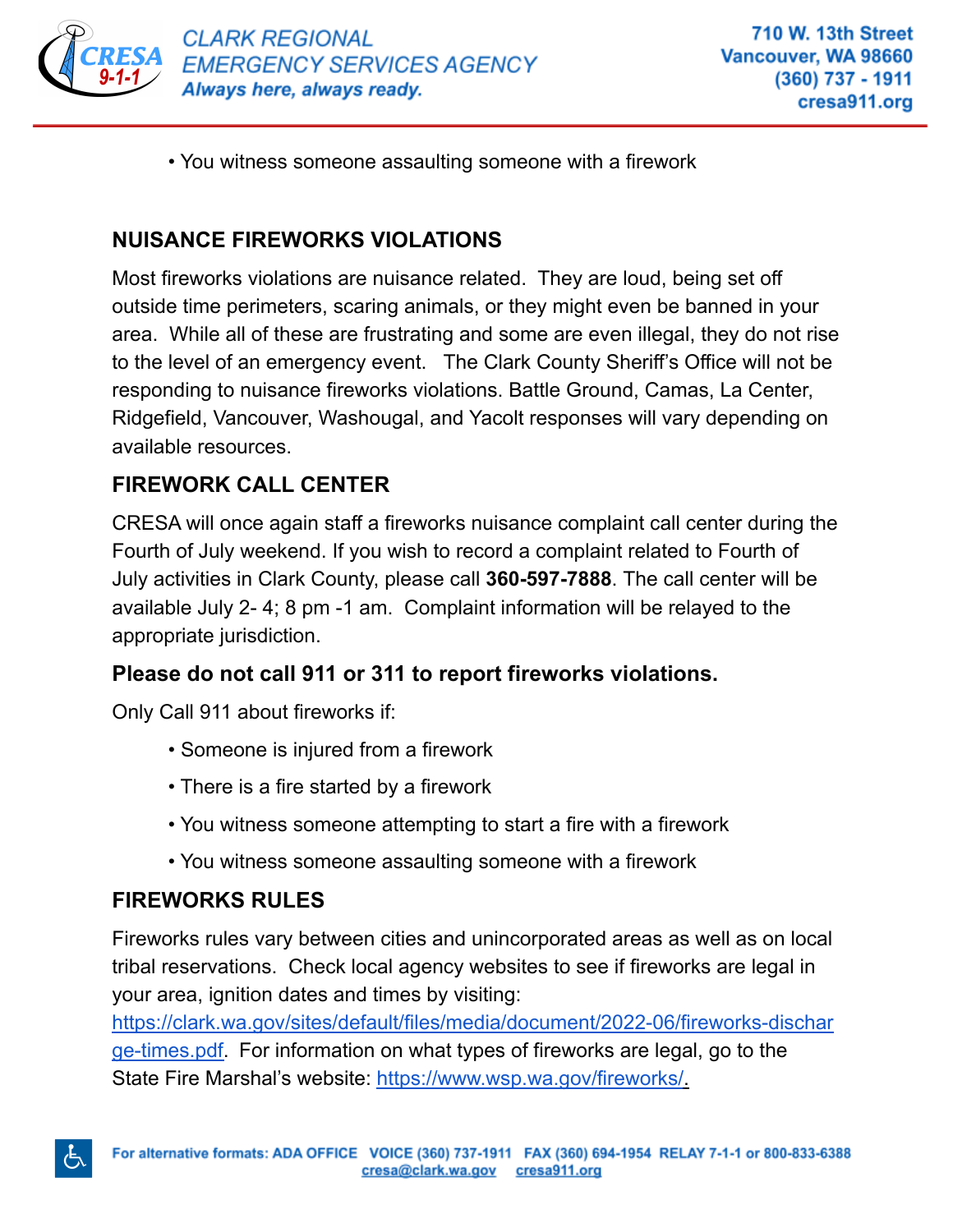- You witness someone assaulting someone with a firework

## NUISANCE FIREWORKS VIOLATIONS

Most fireworks violations are nuisance related. They are loud, being set off outside time perimeters, scaring animals, or they might even be banned in your area. While all of these are frustrating and some are even illegal, they do not rise to the level of an emergency event. The Clark County Sheriff's Office will not be responding to nuisance fireworks violations. Battle Ground, Camas, La Center, Ridgefield, Vancouver, Washougal, and Yacolt responses will vary depending on available resources.

## FIREWORK CALL CENTER

CRESA will once again staff a fireworks nuisance complaint call center during the Fourth of July weekend. If you wish to record a complaint related to Fourth of July activities in Clark County, please call **360-597-7888**. The call center will be available July 2- 4; 8 pm -1 am. Complaint information will be relayed to the appropriate jurisdiction.

### Please do not call 911 or 311 to report fireworks violations.

Only Call 911 about fireworks if:

- Someone is injured from a firework
- There is a fire started by a firework
- You witness someone attempting to start a fire with a firework
- You witness someone assaulting someone with a firework

## FIREWORKS RULES

Fireworks rules vary between cities and unincorporated areas as well as on local tribal reservations. Check local agency websites to see if fireworks are legal in your area, ignition dates and times by visiting: https://clark.wa.gov/sites/default/files/media/document/2022-06/fireworks-discharge-times.pdf. For information on what types of fireworks are legal, go to the State Fire Marshal's website: https://www.wsp.wa.gov/fireworks/.

For alternative formats: ADA OFFICE VOICE (360) 737-1911 FAX (360) 694-1954 RELAY 7-1-1 or 800-833-6388 cresa@clark.wa.gov cresa911.org